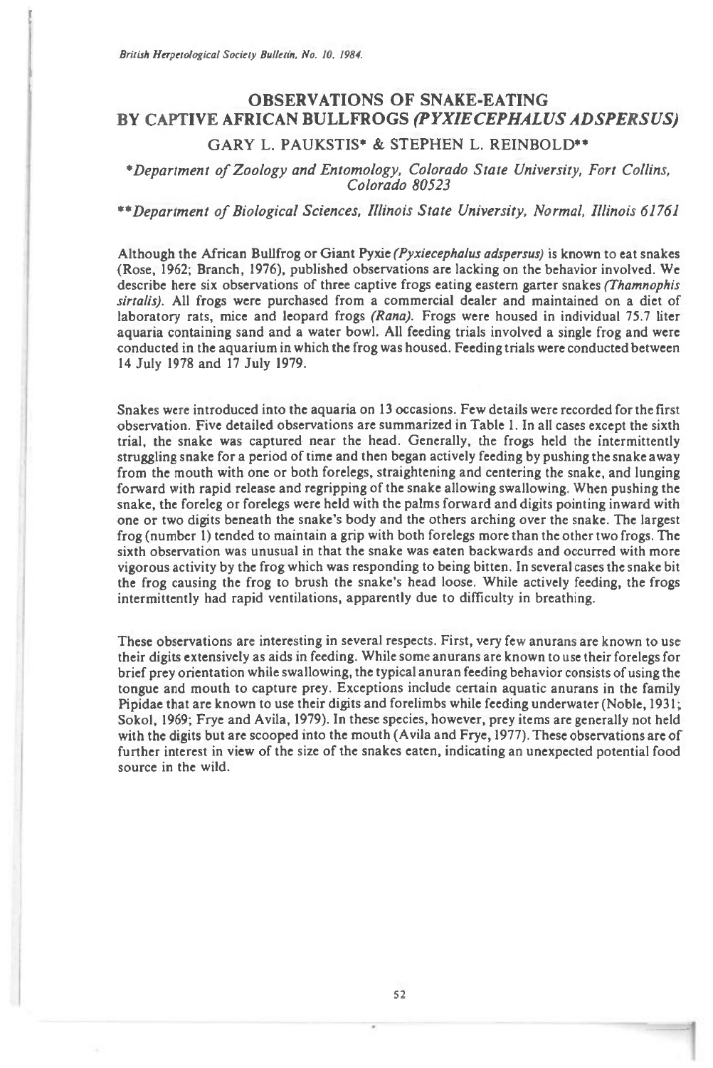# OBSERVATIONS OF SNAKE-EATING BY CAPTIVE AFRICAN BULLFROGS *(PYXIECEPHALUS ADSPERSUS)*

GARY L. PAUKSTIS* & STEPHEN L. REINBOLD**

*Department of Zoology and Entomology, Colorado State University, Fort Collins, Colorado 80523*

***Department of Biological Sciences, Illinois State University, Normal, Illinois 61761*

Although the African Bullfrog or Giant Pyxie *(Pyxiecephalus adspersus)* is known to eat snakes (Rose, 1962; Branch, 1976), published observations are lacking on the behavior involved. We describe here six observations of three captive frogs eating eastern garter snakes *(Thamnophis sirtalis)*. All frogs were purchased from a commercial dealer and maintained on a diet of laboratory rats, mice and leopard frogs *(Rana)*. Frogs were housed in individual 75.7 liter aquaria containing sand and a water bowl. All feeding trials involved a single frog and were conducted in the aquarium in which the frog was housed. Feeding trials were conducted between 14 July 1978 and 17 July 1979.

Snakes were introduced into the aquaria on 13 occasions. Few details were recorded for the first observation. Five detailed observations are summarized in Table 1. In all cases except the sixth trial, the snake was captured near the head. Generally, the frogs held the intermittently struggling snake for a period of time and then began actively feeding by pushing the snake away from the mouth with one or both forelegs, straightening and centering the snake, and lunging forward with rapid release and regripping of the snake allowing swallowing. When pushing the snake, the foreleg or forelegs were held with the palms forward and digits pointing inward with one or two digits beneath the snake's body and the others arching over the snake. The largest frog (number 1) tended to maintain a grip with both forelegs more than the other two frogs. The sixth observation was unusual in that the snake was eaten backwards and occurred with more vigorous activity by the frog which was responding to being bitten. In several cases the snake bit the frog causing the frog to brush the snake's head loose. While actively feeding, the frogs intermittently had rapid ventilations, apparently due to difficulty in breathing.

These observations are interesting in several respects. First, very few anurans are known to use their digits extensively as aids in feeding. While some anurans are known to use their forelegs for brief prey orientation while swallowing, the typical anuran feeding behavior consists of using the tongue and mouth to capture prey. Exceptions include certain aquatic anurans in the family Pipidae that are known to use their digits and forelimbs while feeding underwater (Noble, 1931; Sokol, 1969; Frye and Avila, 1979). In these species, however, prey items are generally not held with the digits but are scooped into the mouth (Avila and Frye, 1977). These observations are of further interest in view of the size of the snakes eaten, indicating an unexpected potential food source in the wild.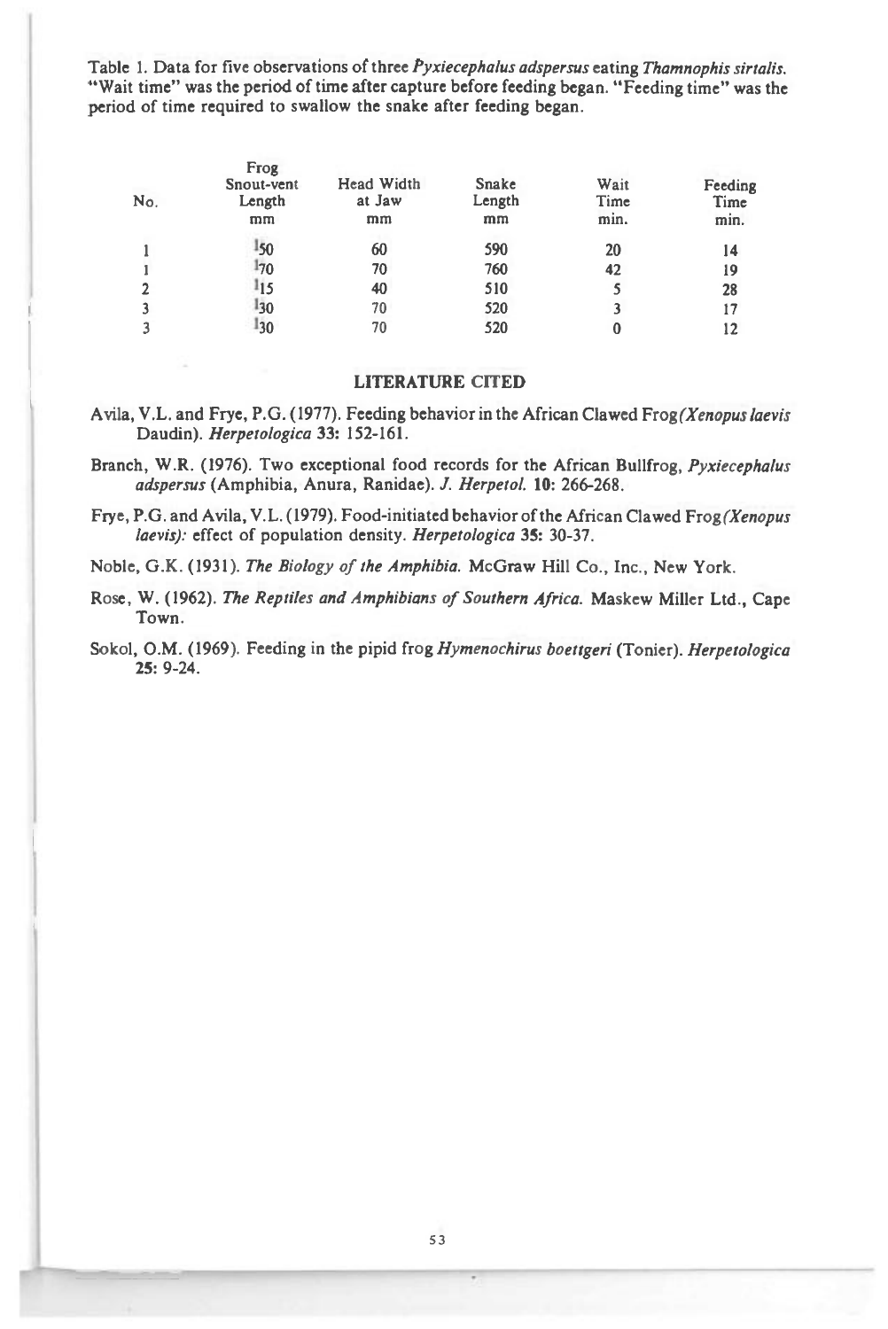Table 1. Data for five observations of three *Pyxiecephalus adspersus* eating *Thamnophis sirtalis*. "Wait time" was the period of time after capture before feeding began. "Feeding time" was the period of time required to swallow the snake after feeding began.

| No. | Frog Snout-vent Length mm | Head Width at Jaw mm | Snake Length mm | Wait Time min. | Feeding Time min. |
|---|---|---|---|---|---|
| 1 | 150 | 60 | 590 | 20 | 14 |
| 1 | 170 | 70 | 760 | 42 | 19 |
| 2 | 115 | 40 | 510 | 5 | 28 |
| 3 | 130 | 70 | 520 | 3 | 17 |
| 3 | 130 | 70 | 520 | 0 | 12 |

## LITERATURE CITED

Avila, V.L. and Frye, P.G. (1977). Feeding behavior in the African Clawed Frog *(Xenopus laevis* Daudin). *Herpetologica* **33**: 152-161.

Branch, W.R. (1976). Two exceptional food records for the African Bullfrog, *Pyxiecephalus adspersus* (Amphibia, Anura, Ranidae). *J. Herpetol.* **10**: 266-268.

Frye, P.G. and Avila, V.L. (1979). Food-initiated behavior of the African Clawed Frog *(Xenopus laevis)*: effect of population density. *Herpetologica* **35**: 30-37.

Noble, G.K. (1931). *The Biology of the Amphibia.* McGraw Hill Co., Inc., New York.

Rose, W. (1962). *The Reptiles and Amphibians of Southern Africa.* Maskew Miller Ltd., Cape Town.

Sokol, O.M. (1969). Feeding in the pipid frog *Hymenochirus boettgeri* (Tonier). *Herpetologica* **25**: 9-24.